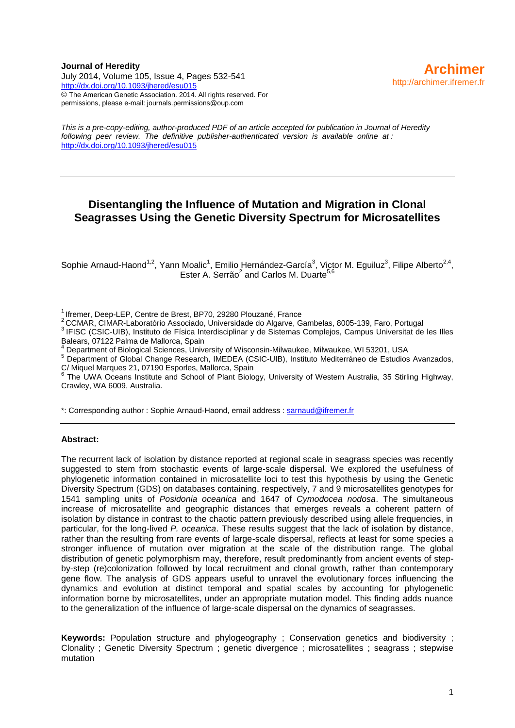**Journal of Heredity**
July 2014, Volume 105, Issue 4, Pages 532-541
http://dx.doi.org/10.1093/jhered/esu015
© The American Genetic Association. 2014. All rights reserved. For permissions, please e-mail: journals.permissions@oup.com

**Archimer**
http://archimer.ifremer.fr

*This is a pre-copy-editing, author-produced PDF of an article accepted for publication in Journal of Heredity following peer review. The definitive publisher-authenticated version is available online at :* http://dx.doi.org/10.1093/jhered/esu015

---

# Disentangling the Influence of Mutation and Migration in Clonal Seagrasses Using the Genetic Diversity Spectrum for Microsatellites

Sophie Arnaud-Haond[1,2], Yann Moalic[1], Emilio Hernández-García[3], Victor M. Eguiluz[3], Filipe Alberto[2,4], Ester A. Serrão[2] and Carlos M. Duarte[5,6]

[1] Ifremer, Deep-LEP, Centre de Brest, BP70, 29280 Plouzané, France
[2] CCMAR, CIMAR-Laboratório Associado, Universidade do Algarve, Gambelas, 8005-139, Faro, Portugal
[3] IFISC (CSIC-UIB), Instituto de Física Interdisciplinar y de Sistemas Complejos, Campus Universitat de les Illes Balears, 07122 Palma de Mallorca, Spain
[4] Department of Biological Sciences, University of Wisconsin-Milwaukee, Milwaukee, WI 53201, USA
[5] Department of Global Change Research, IMEDEA (CSIC-UIB), Instituto Mediterráneo de Estudios Avanzados, C/ Miquel Marques 21, 07190 Esporles, Mallorca, Spain
[6] The UWA Oceans Institute and School of Plant Biology, University of Western Australia, 35 Stirling Highway, Crawley, WA 6009, Australia.

*: Corresponding author : Sophie Arnaud-Haond, email address : sarnaud@ifremer.fr

---

**Abstract:**

The recurrent lack of isolation by distance reported at regional scale in seagrass species was recently suggested to stem from stochastic events of large-scale dispersal. We explored the usefulness of phylogenetic information contained in microsatellite loci to test this hypothesis by using the Genetic Diversity Spectrum (GDS) on databases containing, respectively, 7 and 9 microsatellites genotypes for 1541 sampling units of *Posidonia oceanica* and 1647 of *Cymodocea nodosa*. The simultaneous increase of microsatellite and geographic distances that emerges reveals a coherent pattern of isolation by distance in contrast to the chaotic pattern previously described using allele frequencies, in particular, for the long-lived *P. oceanica*. These results suggest that the lack of isolation by distance, rather than the resulting from rare events of large-scale dispersal, reflects at least for some species a stronger influence of mutation over migration at the scale of the distribution range. The global distribution of genetic polymorphism may, therefore, result predominantly from ancient events of step-by-step (re)colonization followed by local recruitment and clonal growth, rather than contemporary gene flow. The analysis of GDS appears useful to unravel the evolutionary forces influencing the dynamics and evolution at distinct temporal and spatial scales by accounting for phylogenetic information borne by microsatellites, under an appropriate mutation model. This finding adds nuance to the generalization of the influence of large-scale dispersal on the dynamics of seagrasses.

**Keywords:** Population structure and phylogeography ; Conservation genetics and biodiversity ; Clonality ; Genetic Diversity Spectrum ; genetic divergence ; microsatellites ; seagrass ; stepwise mutation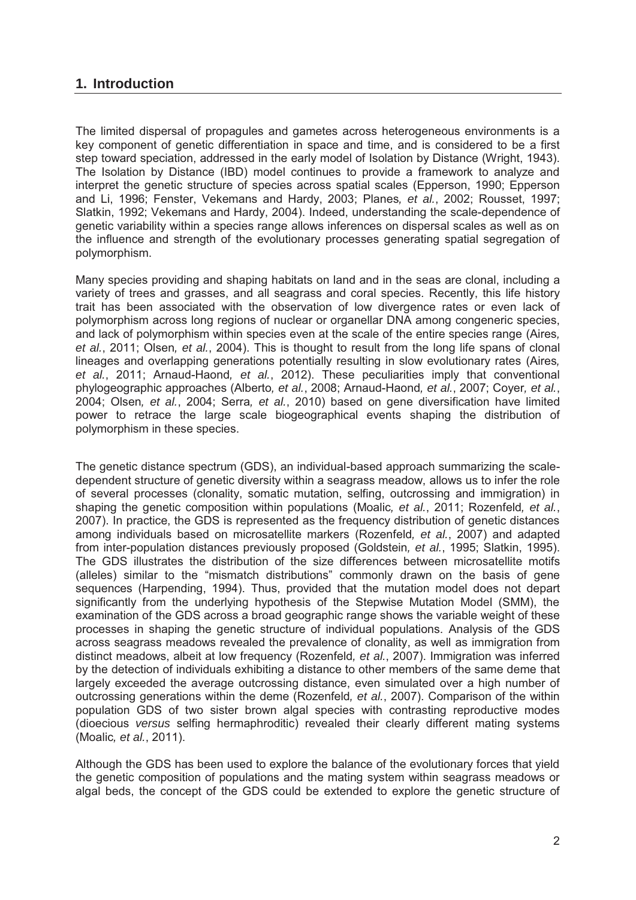## 1. Introduction

The limited dispersal of propagules and gametes across heterogeneous environments is a key component of genetic differentiation in space and time, and is considered to be a first step toward speciation, addressed in the early model of Isolation by Distance (Wright, 1943). The Isolation by Distance (IBD) model continues to provide a framework to analyze and interpret the genetic structure of species across spatial scales (Epperson, 1990; Epperson and Li, 1996; Fenster, Vekemans and Hardy, 2003; Planes*, et al.*, 2002; Rousset, 1997; Slatkin, 1992; Vekemans and Hardy, 2004). Indeed, understanding the scale-dependence of genetic variability within a species range allows inferences on dispersal scales as well as on the influence and strength of the evolutionary processes generating spatial segregation of polymorphism.

Many species providing and shaping habitats on land and in the seas are clonal, including a variety of trees and grasses, and all seagrass and coral species. Recently, this life history trait has been associated with the observation of low divergence rates or even lack of polymorphism across long regions of nuclear or organellar DNA among congeneric species, and lack of polymorphism within species even at the scale of the entire species range (Aires*, et al.*, 2011; Olsen*, et al.*, 2004). This is thought to result from the long life spans of clonal lineages and overlapping generations potentially resulting in slow evolutionary rates (Aires*, et al.*, 2011; Arnaud-Haond*, et al.*, 2012). These peculiarities imply that conventional phylogeographic approaches (Alberto*, et al.*, 2008; Arnaud-Haond*, et al.*, 2007; Coyer*, et al.*, 2004; Olsen*, et al.*, 2004; Serra*, et al.*, 2010) based on gene diversification have limited power to retrace the large scale biogeographical events shaping the distribution of polymorphism in these species.

The genetic distance spectrum (GDS), an individual-based approach summarizing the scale-dependent structure of genetic diversity within a seagrass meadow, allows us to infer the role of several processes (clonality, somatic mutation, selfing, outcrossing and immigration) in shaping the genetic composition within populations (Moalic*, et al.*, 2011; Rozenfeld*, et al.*, 2007). In practice, the GDS is represented as the frequency distribution of genetic distances among individuals based on microsatellite markers (Rozenfeld*, et al.*, 2007) and adapted from inter-population distances previously proposed (Goldstein*, et al.*, 1995; Slatkin, 1995). The GDS illustrates the distribution of the size differences between microsatellite motifs (alleles) similar to the "mismatch distributions" commonly drawn on the basis of gene sequences (Harpending, 1994). Thus, provided that the mutation model does not depart significantly from the underlying hypothesis of the Stepwise Mutation Model (SMM), the examination of the GDS across a broad geographic range shows the variable weight of these processes in shaping the genetic structure of individual populations. Analysis of the GDS across seagrass meadows revealed the prevalence of clonality, as well as immigration from distinct meadows, albeit at low frequency (Rozenfeld*, et al.*, 2007). Immigration was inferred by the detection of individuals exhibiting a distance to other members of the same deme that largely exceeded the average outcrossing distance, even simulated over a high number of outcrossing generations within the deme (Rozenfeld*, et al.*, 2007). Comparison of the within population GDS of two sister brown algal species with contrasting reproductive modes (dioecious *versus* selfing hermaphroditic) revealed their clearly different mating systems (Moalic*, et al.*, 2011).

Although the GDS has been used to explore the balance of the evolutionary forces that yield the genetic composition of populations and the mating system within seagrass meadows or algal beds, the concept of the GDS could be extended to explore the genetic structure of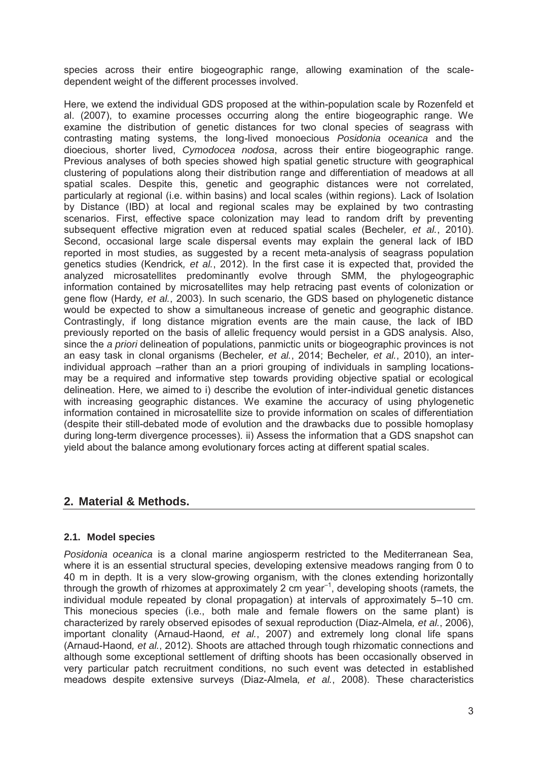species across their entire biogeographic range, allowing examination of the scale-dependent weight of the different processes involved.

Here, we extend the individual GDS proposed at the within-population scale by Rozenfeld et al. (2007), to examine processes occurring along the entire biogeographic range. We examine the distribution of genetic distances for two clonal species of seagrass with contrasting mating systems, the long-lived monoecious *Posidonia oceanica* and the dioecious, shorter lived, *Cymodocea nodosa*, across their entire biogeographic range. Previous analyses of both species showed high spatial genetic structure with geographical clustering of populations along their distribution range and differentiation of meadows at all spatial scales. Despite this, genetic and geographic distances were not correlated, particularly at regional (i.e. within basins) and local scales (within regions). Lack of Isolation by Distance (IBD) at local and regional scales may be explained by two contrasting scenarios. First, effective space colonization may lead to random drift by preventing subsequent effective migration even at reduced spatial scales (Becheler*, et al.*, 2010). Second, occasional large scale dispersal events may explain the general lack of IBD reported in most studies, as suggested by a recent meta-analysis of seagrass population genetics studies (Kendrick*, et al.*, 2012). In the first case it is expected that, provided the analyzed microsatellites predominantly evolve through SMM, the phylogeographic information contained by microsatellites may help retracing past events of colonization or gene flow (Hardy*, et al.*, 2003). In such scenario, the GDS based on phylogenetic distance would be expected to show a simultaneous increase of genetic and geographic distance. Contrastingly, if long distance migration events are the main cause, the lack of IBD previously reported on the basis of allelic frequency would persist in a GDS analysis. Also, since the *a priori* delineation of populations, panmictic units or biogeographic provinces is not an easy task in clonal organisms (Becheler*, et al.*, 2014; Becheler*, et al.*, 2010), an inter-individual approach –rather than an a priori grouping of individuals in sampling locations- may be a required and informative step towards providing objective spatial or ecological delineation. Here, we aimed to i) describe the evolution of inter-individual genetic distances with increasing geographic distances. We examine the accuracy of using phylogenetic information contained in microsatellite size to provide information on scales of differentiation (despite their still-debated mode of evolution and the drawbacks due to possible homoplasy during long-term divergence processes). ii) Assess the information that a GDS snapshot can yield about the balance among evolutionary forces acting at different spatial scales.

## 2. Material & Methods.

### 2.1. Model species

*Posidonia oceanica* is a clonal marine angiosperm restricted to the Mediterranean Sea, where it is an essential structural species, developing extensive meadows ranging from 0 to 40 m in depth. It is a very slow-growing organism, with the clones extending horizontally through the growth of rhizomes at approximately 2 cm year$^{-1}$, developing shoots (ramets, the individual module repeated by clonal propagation) at intervals of approximately 5–10 cm. This monecious species (i.e., both male and female flowers on the same plant) is characterized by rarely observed episodes of sexual reproduction (Diaz-Almela*, et al.*, 2006), important clonality (Arnaud-Haond*, et al.*, 2007) and extremely long clonal life spans (Arnaud-Haond*, et al.*, 2012). Shoots are attached through tough rhizomatic connections and although some exceptional settlement of drifting shoots has been occasionally observed in very particular patch recruitment conditions, no such event was detected in established meadows despite extensive surveys (Diaz-Almela*, et al.*, 2008). These characteristics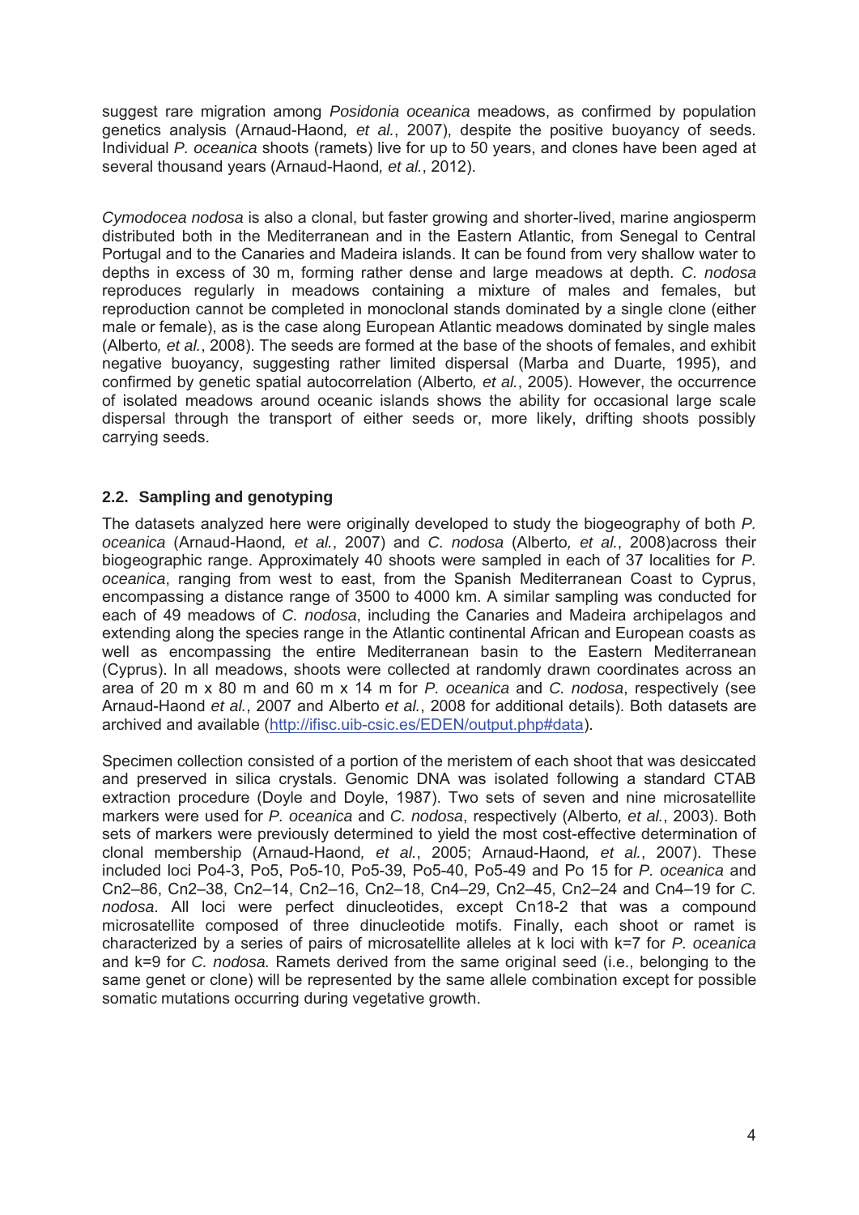suggest rare migration among *Posidonia oceanica* meadows, as confirmed by population genetics analysis (Arnaud-Haond*, et al.*, 2007), despite the positive buoyancy of seeds. Individual *P. oceanica* shoots (ramets) live for up to 50 years, and clones have been aged at several thousand years (Arnaud-Haond*, et al.*, 2012).

*Cymodocea nodosa* is also a clonal, but faster growing and shorter-lived, marine angiosperm distributed both in the Mediterranean and in the Eastern Atlantic, from Senegal to Central Portugal and to the Canaries and Madeira islands. It can be found from very shallow water to depths in excess of 30 m, forming rather dense and large meadows at depth. *C. nodosa* reproduces regularly in meadows containing a mixture of males and females, but reproduction cannot be completed in monoclonal stands dominated by a single clone (either male or female), as is the case along European Atlantic meadows dominated by single males (Alberto*, et al.*, 2008). The seeds are formed at the base of the shoots of females, and exhibit negative buoyancy, suggesting rather limited dispersal (Marba and Duarte, 1995), and confirmed by genetic spatial autocorrelation (Alberto*, et al.*, 2005). However, the occurrence of isolated meadows around oceanic islands shows the ability for occasional large scale dispersal through the transport of either seeds or, more likely, drifting shoots possibly carrying seeds.

## 2.2. Sampling and genotyping

The datasets analyzed here were originally developed to study the biogeography of both *P. oceanica* (Arnaud-Haond*, et al.*, 2007) and *C. nodosa* (Alberto*, et al.*, 2008)across their biogeographic range. Approximately 40 shoots were sampled in each of 37 localities for *P. oceanica*, ranging from west to east, from the Spanish Mediterranean Coast to Cyprus, encompassing a distance range of 3500 to 4000 km. A similar sampling was conducted for each of 49 meadows of *C. nodosa*, including the Canaries and Madeira archipelagos and extending along the species range in the Atlantic continental African and European coasts as well as encompassing the entire Mediterranean basin to the Eastern Mediterranean (Cyprus). In all meadows, shoots were collected at randomly drawn coordinates across an area of 20 m x 80 m and 60 m x 14 m for *P. oceanica* and *C. nodosa*, respectively (see Arnaud-Haond *et al.*, 2007 and Alberto *et al.*, 2008 for additional details). Both datasets are archived and available (http://ifisc.uib-csic.es/EDEN/output.php#data).

Specimen collection consisted of a portion of the meristem of each shoot that was desiccated and preserved in silica crystals. Genomic DNA was isolated following a standard CTAB extraction procedure (Doyle and Doyle, 1987). Two sets of seven and nine microsatellite markers were used for *P. oceanica* and *C. nodosa*, respectively (Alberto*, et al.*, 2003). Both sets of markers were previously determined to yield the most cost-effective determination of clonal membership (Arnaud-Haond*, et al.*, 2005; Arnaud-Haond*, et al.*, 2007). These included loci Po4-3, Po5, Po5-10, Po5-39, Po5-40, Po5-49 and Po 15 for *P. oceanica* and Cn2–86, Cn2–38, Cn2–14, Cn2–16, Cn2–18, Cn4–29, Cn2–45, Cn2–24 and Cn4–19 for *C. nodosa*. All loci were perfect dinucleotides, except Cn18-2 that was a compound microsatellite composed of three dinucleotide motifs. Finally, each shoot or ramet is characterized by a series of pairs of microsatellite alleles at k loci with k=7 for *P. oceanica* and k=9 for *C. nodosa.* Ramets derived from the same original seed (i.e., belonging to the same genet or clone) will be represented by the same allele combination except for possible somatic mutations occurring during vegetative growth.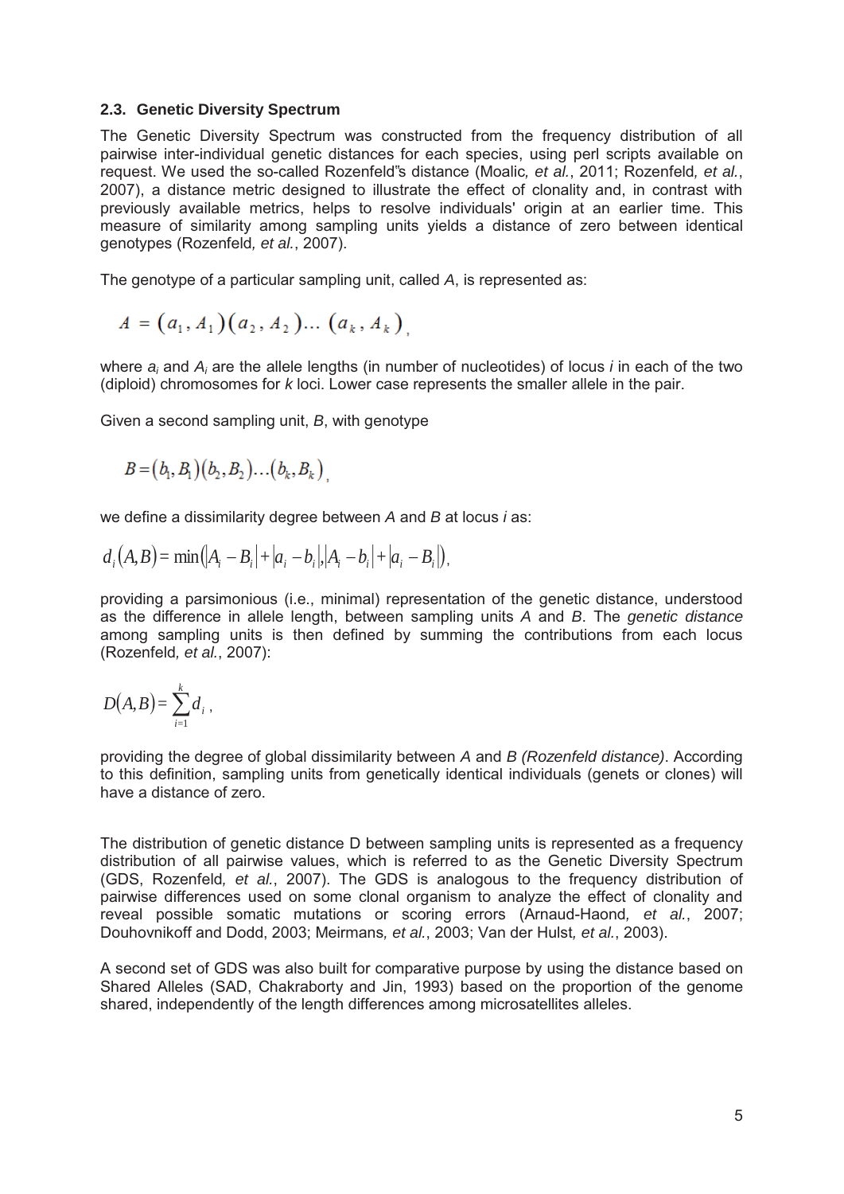### 2.3. Genetic Diversity Spectrum

The Genetic Diversity Spectrum was constructed from the frequency distribution of all pairwise inter-individual genetic distances for each species, using perl scripts available on request. We used the so-called Rozenfeld"s distance (Moalic*, et al.*, 2011; Rozenfeld*, et al.*, 2007), a distance metric designed to illustrate the effect of clonality and, in contrast with previously available metrics, helps to resolve individuals' origin at an earlier time. This measure of similarity among sampling units yields a distance of zero between identical genotypes (Rozenfeld*, et al.*, 2007).

The genotype of a particular sampling unit, called *A*, is represented as:

$$A = (a_1, A_1)(a_2, A_2)\dots(a_k, A_k),$$

where $a_i$ and $A_i$ are the allele lengths (in number of nucleotides) of locus $i$ in each of the two (diploid) chromosomes for $k$ loci. Lower case represents the smaller allele in the pair.

Given a second sampling unit, *B*, with genotype

$$B = (b_1, B_1)(b_2, B_2)\dots(b_k, B_k),$$

we define a dissimilarity degree between *A* and *B* at locus *i* as:

$$d_i(A,B) = \min(|A_i - B_i| + |a_i - b_i|, |A_i - b_i| + |a_i - B_i|),$$

providing a parsimonious (i.e., minimal) representation of the genetic distance, understood as the difference in allele length, between sampling units *A* and *B*. The *genetic distance* among sampling units is then defined by summing the contributions from each locus (Rozenfeld*, et al.*, 2007):

$$D(A,B) = \sum_{i=1}^{k} d_i,$$

providing the degree of global dissimilarity between *A* and *B (Rozenfeld distance)*. According to this definition, sampling units from genetically identical individuals (genets or clones) will have a distance of zero.

The distribution of genetic distance D between sampling units is represented as a frequency distribution of all pairwise values, which is referred to as the Genetic Diversity Spectrum (GDS, Rozenfeld*, et al.*, 2007). The GDS is analogous to the frequency distribution of pairwise differences used on some clonal organism to analyze the effect of clonality and reveal possible somatic mutations or scoring errors (Arnaud-Haond*, et al.*, 2007; Douhovnikoff and Dodd, 2003; Meirmans*, et al.*, 2003; Van der Hulst*, et al.*, 2003).

A second set of GDS was also built for comparative purpose by using the distance based on Shared Alleles (SAD, Chakraborty and Jin, 1993) based on the proportion of the genome shared, independently of the length differences among microsatellites alleles.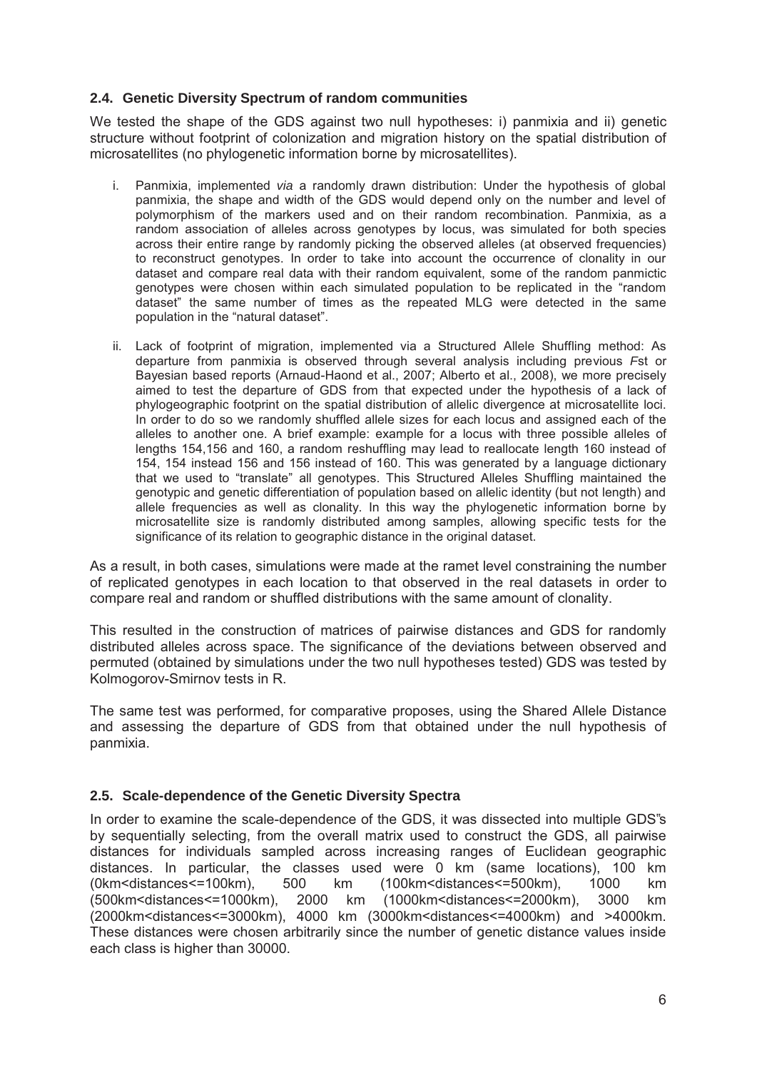### 2.4. Genetic Diversity Spectrum of random communities

We tested the shape of the GDS against two null hypotheses: i) panmixia and ii) genetic structure without footprint of colonization and migration history on the spatial distribution of microsatellites (no phylogenetic information borne by microsatellites).

i. Panmixia, implemented *via* a randomly drawn distribution: Under the hypothesis of global panmixia, the shape and width of the GDS would depend only on the number and level of polymorphism of the markers used and on their random recombination. Panmixia, as a random association of alleles across genotypes by locus, was simulated for both species across their entire range by randomly picking the observed alleles (at observed frequencies) to reconstruct genotypes. In order to take into account the occurrence of clonality in our dataset and compare real data with their random equivalent, some of the random panmictic genotypes were chosen within each simulated population to be replicated in the "random dataset" the same number of times as the repeated MLG were detected in the same population in the "natural dataset".

ii. Lack of footprint of migration, implemented via a Structured Allele Shuffling method: As departure from panmixia is observed through several analysis including previous *F*st or Bayesian based reports (Arnaud-Haond et al., 2007; Alberto et al., 2008), we more precisely aimed to test the departure of GDS from that expected under the hypothesis of a lack of phylogeographic footprint on the spatial distribution of allelic divergence at microsatellite loci. In order to do so we randomly shuffled allele sizes for each locus and assigned each of the alleles to another one. A brief example: example for a locus with three possible alleles of lengths 154,156 and 160, a random reshuffling may lead to reallocate length 160 instead of 154, 154 instead 156 and 156 instead of 160. This was generated by a language dictionary that we used to "translate" all genotypes. This Structured Alleles Shuffling maintained the genotypic and genetic differentiation of population based on allelic identity (but not length) and allele frequencies as well as clonality. In this way the phylogenetic information borne by microsatellite size is randomly distributed among samples, allowing specific tests for the significance of its relation to geographic distance in the original dataset.

As a result, in both cases, simulations were made at the ramet level constraining the number of replicated genotypes in each location to that observed in the real datasets in order to compare real and random or shuffled distributions with the same amount of clonality.

This resulted in the construction of matrices of pairwise distances and GDS for randomly distributed alleles across space. The significance of the deviations between observed and permuted (obtained by simulations under the two null hypotheses tested) GDS was tested by Kolmogorov-Smirnov tests in R.

The same test was performed, for comparative proposes, using the Shared Allele Distance and assessing the departure of GDS from that obtained under the null hypothesis of panmixia.

### 2.5. Scale-dependence of the Genetic Diversity Spectra

In order to examine the scale-dependence of the GDS, it was dissected into multiple GDS"s by sequentially selecting, from the overall matrix used to construct the GDS, all pairwise distances for individuals sampled across increasing ranges of Euclidean geographic distances. In particular, the classes used were 0 km (same locations), 100 km (0km<distances<=100km), 500 km (100km<distances<=500km), 1000 km (500km<distances<=1000km), 2000 km (1000km<distances<=2000km), 3000 km (2000km<distances<=3000km), 4000 km (3000km<distances<=4000km) and >4000km. These distances were chosen arbitrarily since the number of genetic distance values inside each class is higher than 30000.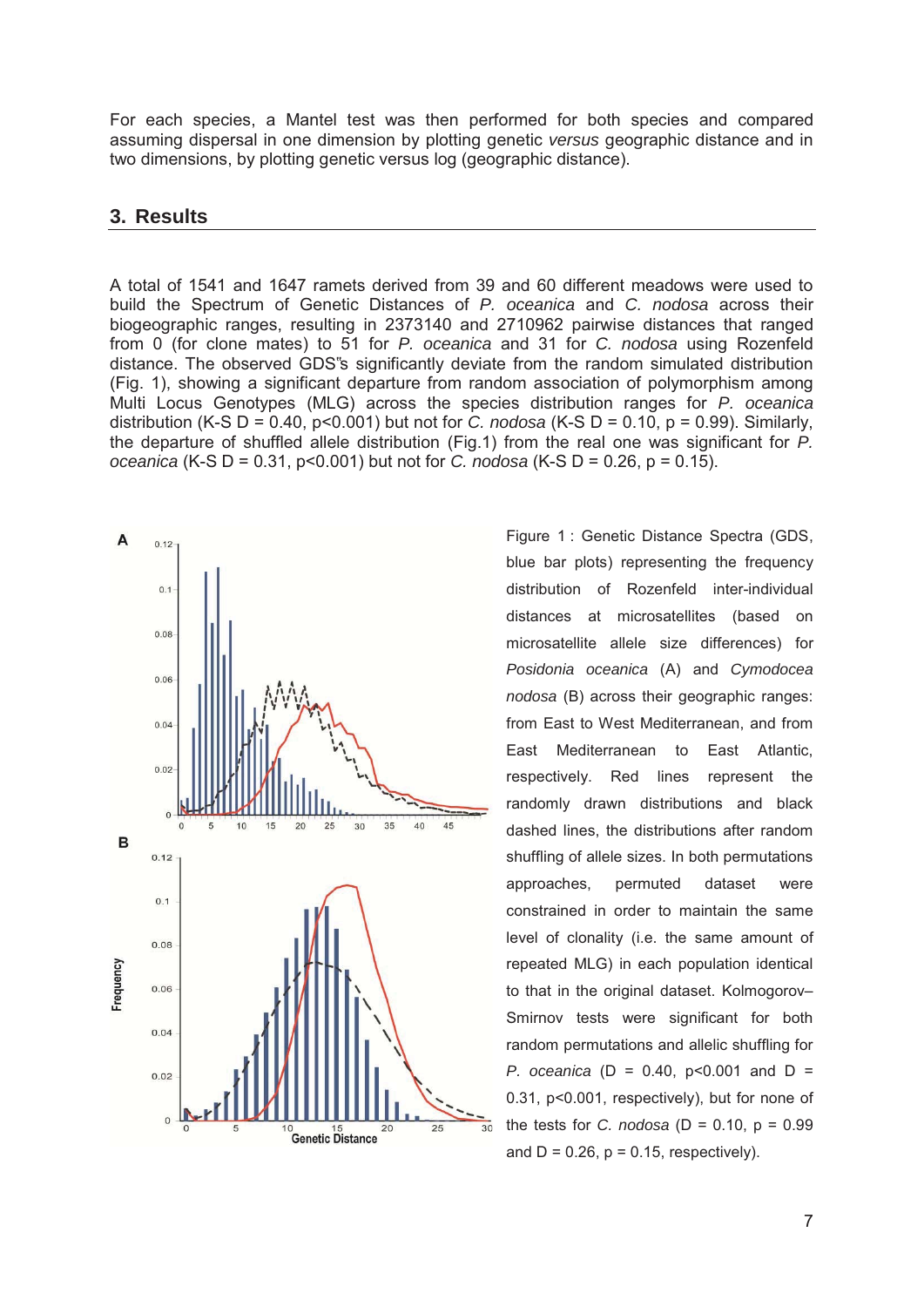For each species, a Mantel test was then performed for both species and compared assuming dispersal in one dimension by plotting genetic *versus* geographic distance and in two dimensions, by plotting genetic versus log (geographic distance).

## 3. Results

A total of 1541 and 1647 ramets derived from 39 and 60 different meadows were used to build the Spectrum of Genetic Distances of *P. oceanica* and *C. nodosa* across their biogeographic ranges, resulting in 2373140 and 2710962 pairwise distances that ranged from 0 (for clone mates) to 51 for *P. oceanica* and 31 for *C. nodosa* using Rozenfeld distance. The observed GDS"s significantly deviate from the random simulated distribution (Fig. 1), showing a significant departure from random association of polymorphism among Multi Locus Genotypes (MLG) across the species distribution ranges for *P. oceanica* distribution (K-S D = 0.40, $p<0.001$) but not for *C. nodosa* (K-S D = 0.10, $p = 0.99$). Similarly, the departure of shuffled allele distribution (Fig.1) from the real one was significant for *P. oceanica* (K-S D = 0.31, $p<0.001$) but not for *C. nodosa* (K-S D = 0.26, $p = 0.15$).

Figure 1 : Genetic Distance Spectra (GDS, blue bar plots) representing the frequency distribution of Rozenfeld inter-individual distances at microsatellites (based on microsatellite allele size differences) for *Posidonia oceanica* (A) and *Cymodocea nodosa* (B) across their geographic ranges: from East to West Mediterranean, and from East Mediterranean to East Atlantic, respectively. Red lines represent the randomly drawn distributions and black dashed lines, the distributions after random shuffling of allele sizes. In both permutations approaches, permuted dataset were constrained in order to maintain the same level of clonality (i.e. the same amount of repeated MLG) in each population identical to that in the original dataset. Kolmogorov–Smirnov tests were significant for both random permutations and allelic shuffling for *P. oceanica* (D = 0.40, $p<0.001$ and D = 0.31, $p<0.001$, respectively), but for none of the tests for *C. nodosa* (D = 0.10, $p = 0.99$ and D = 0.26, $p = 0.15$, respectively).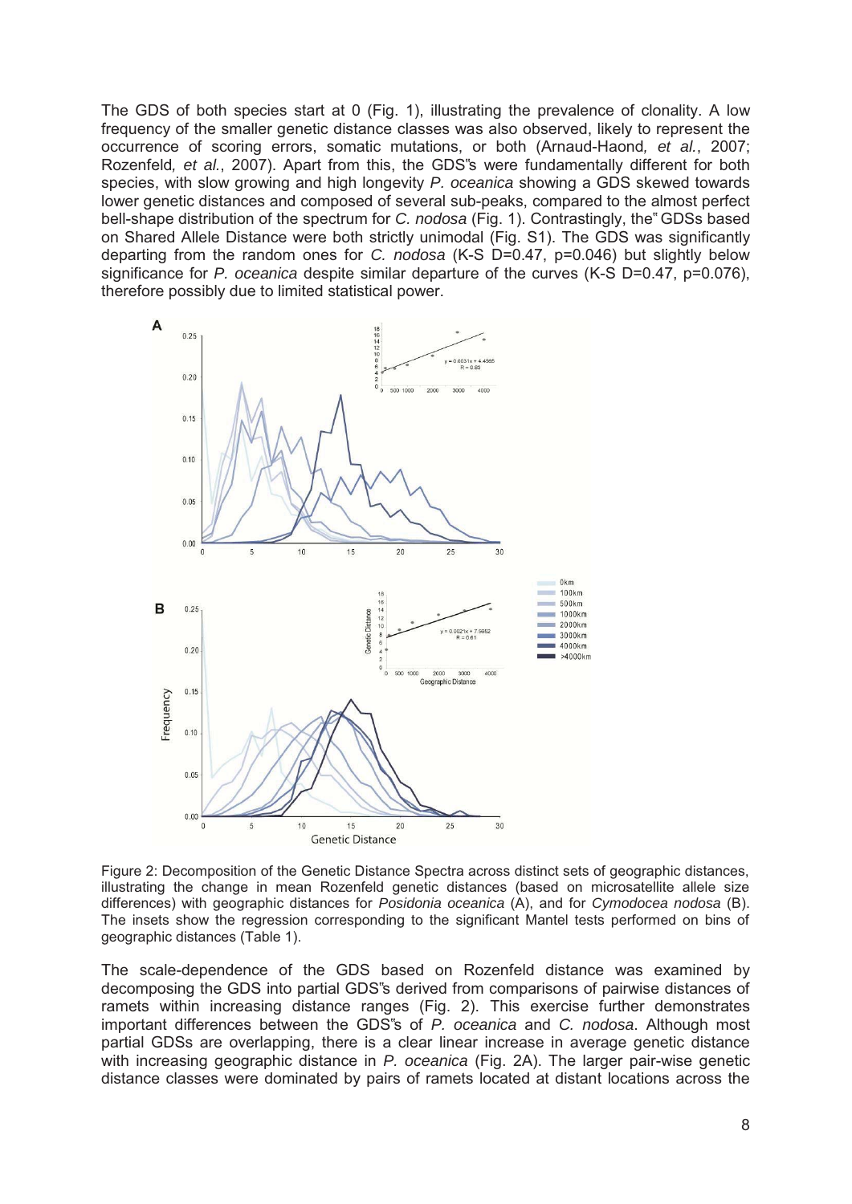The GDS of both species start at 0 (Fig. 1), illustrating the prevalence of clonality. A low frequency of the smaller genetic distance classes was also observed, likely to represent the occurrence of scoring errors, somatic mutations, or both (Arnaud-Haond*, et al.*, 2007; Rozenfeld*, et al.*, 2007). Apart from this, the GDS"s were fundamentally different for both species, with slow growing and high longevity *P. oceanica* showing a GDS skewed towards lower genetic distances and composed of several sub-peaks, compared to the almost perfect bell-shape distribution of the spectrum for *C. nodosa* (Fig. 1). Contrastingly, the" GDSs based on Shared Allele Distance were both strictly unimodal (Fig. S1). The GDS was significantly departing from the random ones for *C. nodosa* (K-S D=0.47, p=0.046) but slightly below significance for *P. oceanica* despite similar departure of the curves (K-S D=0.47, p=0.076), therefore possibly due to limited statistical power.

Figure 2: Decomposition of the Genetic Distance Spectra across distinct sets of geographic distances, illustrating the change in mean Rozenfeld genetic distances (based on microsatellite allele size differences) with geographic distances for *Posidonia oceanica* (A), and for *Cymodocea nodosa* (B). The insets show the regression corresponding to the significant Mantel tests performed on bins of geographic distances (Table 1).

The scale-dependence of the GDS based on Rozenfeld distance was examined by decomposing the GDS into partial GDS"s derived from comparisons of pairwise distances of ramets within increasing distance ranges (Fig. 2). This exercise further demonstrates important differences between the GDS"s of *P. oceanica* and *C. nodosa*. Although most partial GDSs are overlapping, there is a clear linear increase in average genetic distance with increasing geographic distance in *P. oceanica* (Fig. 2A). The larger pair-wise genetic distance classes were dominated by pairs of ramets located at distant locations across the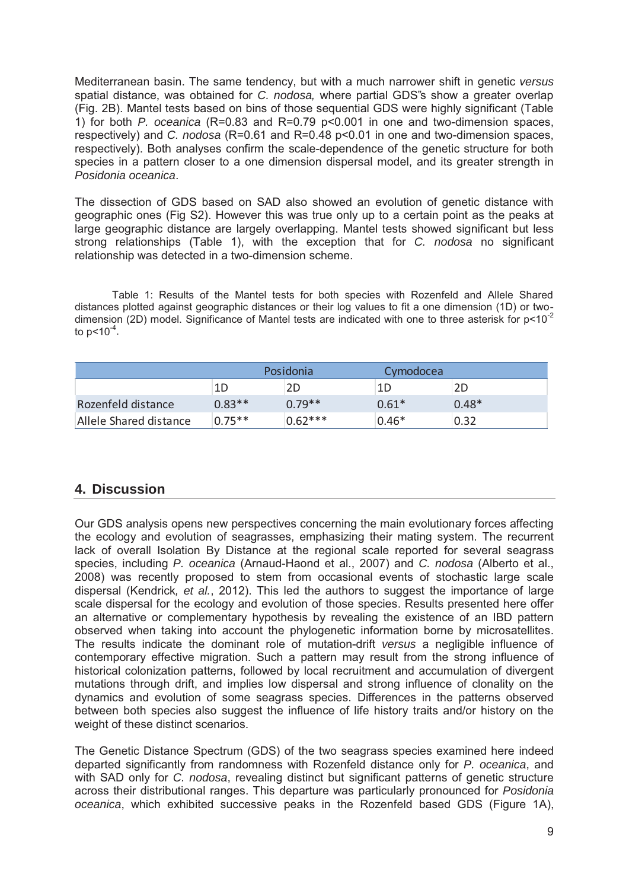Mediterranean basin. The same tendency, but with a much narrower shift in genetic *versus* spatial distance, was obtained for *C. nodosa,* where partial GDS"s show a greater overlap (Fig. 2B). Mantel tests based on bins of those sequential GDS were highly significant (Table 1) for both *P. oceanica* ($R=0.83$ and $R=0.79$ $p<0.001$ in one and two-dimension spaces, respectively) and *C. nodosa* ($R=0.61$ and $R=0.48$ $p<0.01$ in one and two-dimension spaces, respectively). Both analyses confirm the scale-dependence of the genetic structure for both species in a pattern closer to a one dimension dispersal model, and its greater strength in *Posidonia oceanica*.

The dissection of GDS based on SAD also showed an evolution of genetic distance with geographic ones (Fig S2). However this was true only up to a certain point as the peaks at large geographic distance are largely overlapping. Mantel tests showed significant but less strong relationships (Table 1), with the exception that for *C. nodosa* no significant relationship was detected in a two-dimension scheme.

Table 1: Results of the Mantel tests for both species with Rozenfeld and Allele Shared distances plotted against geographic distances or their log values to fit a one dimension (1D) or two-dimension (2D) model. Significance of Mantel tests are indicated with one to three asterisk for $p<10^{-2}$ to $p<10^{-4}$.

| | Posidonia | | Cymodocea | |
|---|---|---|---|---|
| | 1D | 2D | 1D | 2D |
| Rozenfeld distance | 0.83** | 0.79** | 0.61* | 0.48* |
| Allele Shared distance | 0.75** | 0.62*** | 0.46* | 0.32 |

## 4. Discussion

Our GDS analysis opens new perspectives concerning the main evolutionary forces affecting the ecology and evolution of seagrasses, emphasizing their mating system. The recurrent lack of overall Isolation By Distance at the regional scale reported for several seagrass species, including *P. oceanica* (Arnaud-Haond et al., 2007) and *C. nodosa* (Alberto et al., 2008) was recently proposed to stem from occasional events of stochastic large scale dispersal (Kendrick*, et al.*, 2012). This led the authors to suggest the importance of large scale dispersal for the ecology and evolution of those species. Results presented here offer an alternative or complementary hypothesis by revealing the existence of an IBD pattern observed when taking into account the phylogenetic information borne by microsatellites. The results indicate the dominant role of mutation-drift *versus* a negligible influence of contemporary effective migration. Such a pattern may result from the strong influence of historical colonization patterns, followed by local recruitment and accumulation of divergent mutations through drift, and implies low dispersal and strong influence of clonality on the dynamics and evolution of some seagrass species. Differences in the patterns observed between both species also suggest the influence of life history traits and/or history on the weight of these distinct scenarios.

The Genetic Distance Spectrum (GDS) of the two seagrass species examined here indeed departed significantly from randomness with Rozenfeld distance only for *P. oceanica*, and with SAD only for *C. nodosa*, revealing distinct but significant patterns of genetic structure across their distributional ranges. This departure was particularly pronounced for *Posidonia oceanica*, which exhibited successive peaks in the Rozenfeld based GDS (Figure 1A),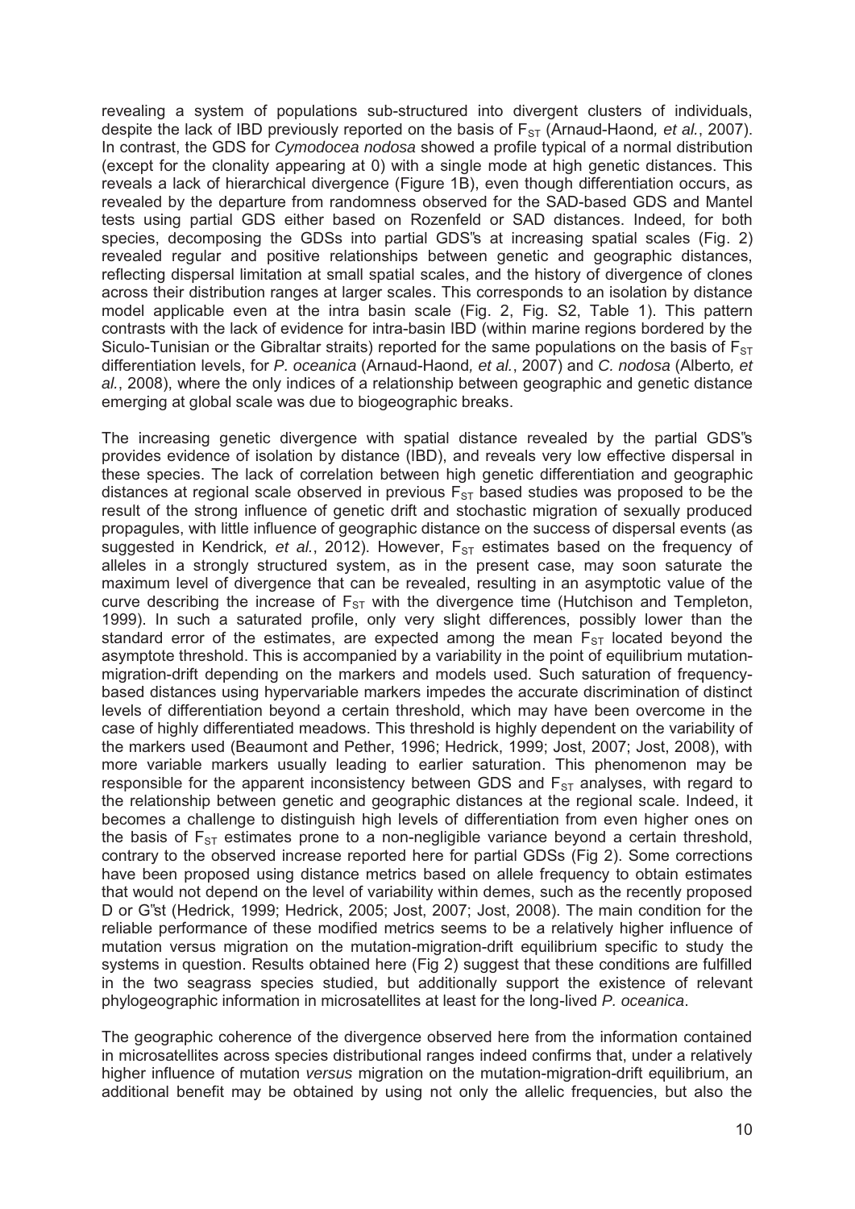revealing a system of populations sub-structured into divergent clusters of individuals, despite the lack of IBD previously reported on the basis of $F_{ST}$ (Arnaud-Haond*, et al.*, 2007). In contrast, the GDS for *Cymodocea nodosa* showed a profile typical of a normal distribution (except for the clonality appearing at 0) with a single mode at high genetic distances. This reveals a lack of hierarchical divergence (Figure 1B), even though differentiation occurs, as revealed by the departure from randomness observed for the SAD-based GDS and Mantel tests using partial GDS either based on Rozenfeld or SAD distances. Indeed, for both species, decomposing the GDSs into partial GDS"s at increasing spatial scales (Fig. 2) revealed regular and positive relationships between genetic and geographic distances, reflecting dispersal limitation at small spatial scales, and the history of divergence of clones across their distribution ranges at larger scales. This corresponds to an isolation by distance model applicable even at the intra basin scale (Fig. 2, Fig. S2, Table 1). This pattern contrasts with the lack of evidence for intra-basin IBD (within marine regions bordered by the Siculo-Tunisian or the Gibraltar straits) reported for the same populations on the basis of $F_{ST}$ differentiation levels, for *P. oceanica* (Arnaud-Haond*, et al.*, 2007) and *C. nodosa* (Alberto*, et al.*, 2008), where the only indices of a relationship between geographic and genetic distance emerging at global scale was due to biogeographic breaks.

The increasing genetic divergence with spatial distance revealed by the partial GDS"s provides evidence of isolation by distance (IBD), and reveals very low effective dispersal in these species. The lack of correlation between high genetic differentiation and geographic distances at regional scale observed in previous $F_{ST}$ based studies was proposed to be the result of the strong influence of genetic drift and stochastic migration of sexually produced propagules, with little influence of geographic distance on the success of dispersal events (as suggested in Kendrick*, et al.*, 2012). However, $F_{ST}$ estimates based on the frequency of alleles in a strongly structured system, as in the present case, may soon saturate the maximum level of divergence that can be revealed, resulting in an asymptotic value of the curve describing the increase of $F_{ST}$ with the divergence time (Hutchison and Templeton, 1999). In such a saturated profile, only very slight differences, possibly lower than the standard error of the estimates, are expected among the mean $F_{ST}$ located beyond the asymptote threshold. This is accompanied by a variability in the point of equilibrium mutation-migration-drift depending on the markers and models used. Such saturation of frequency-based distances using hypervariable markers impedes the accurate discrimination of distinct levels of differentiation beyond a certain threshold, which may have been overcome in the case of highly differentiated meadows. This threshold is highly dependent on the variability of the markers used (Beaumont and Pether, 1996; Hedrick, 1999; Jost, 2007; Jost, 2008), with more variable markers usually leading to earlier saturation. This phenomenon may be responsible for the apparent inconsistency between GDS and $F_{ST}$ analyses, with regard to the relationship between genetic and geographic distances at the regional scale. Indeed, it becomes a challenge to distinguish high levels of differentiation from even higher ones on the basis of $F_{ST}$ estimates prone to a non-negligible variance beyond a certain threshold, contrary to the observed increase reported here for partial GDSs (Fig 2). Some corrections have been proposed using distance metrics based on allele frequency to obtain estimates that would not depend on the level of variability within demes, such as the recently proposed D or G"st (Hedrick, 1999; Hedrick, 2005; Jost, 2007; Jost, 2008). The main condition for the reliable performance of these modified metrics seems to be a relatively higher influence of mutation versus migration on the mutation-migration-drift equilibrium specific to study the systems in question. Results obtained here (Fig 2) suggest that these conditions are fulfilled in the two seagrass species studied, but additionally support the existence of relevant phylogeographic information in microsatellites at least for the long-lived *P. oceanica*.

The geographic coherence of the divergence observed here from the information contained in microsatellites across species distributional ranges indeed confirms that, under a relatively higher influence of mutation *versus* migration on the mutation-migration-drift equilibrium, an additional benefit may be obtained by using not only the allelic frequencies, but also the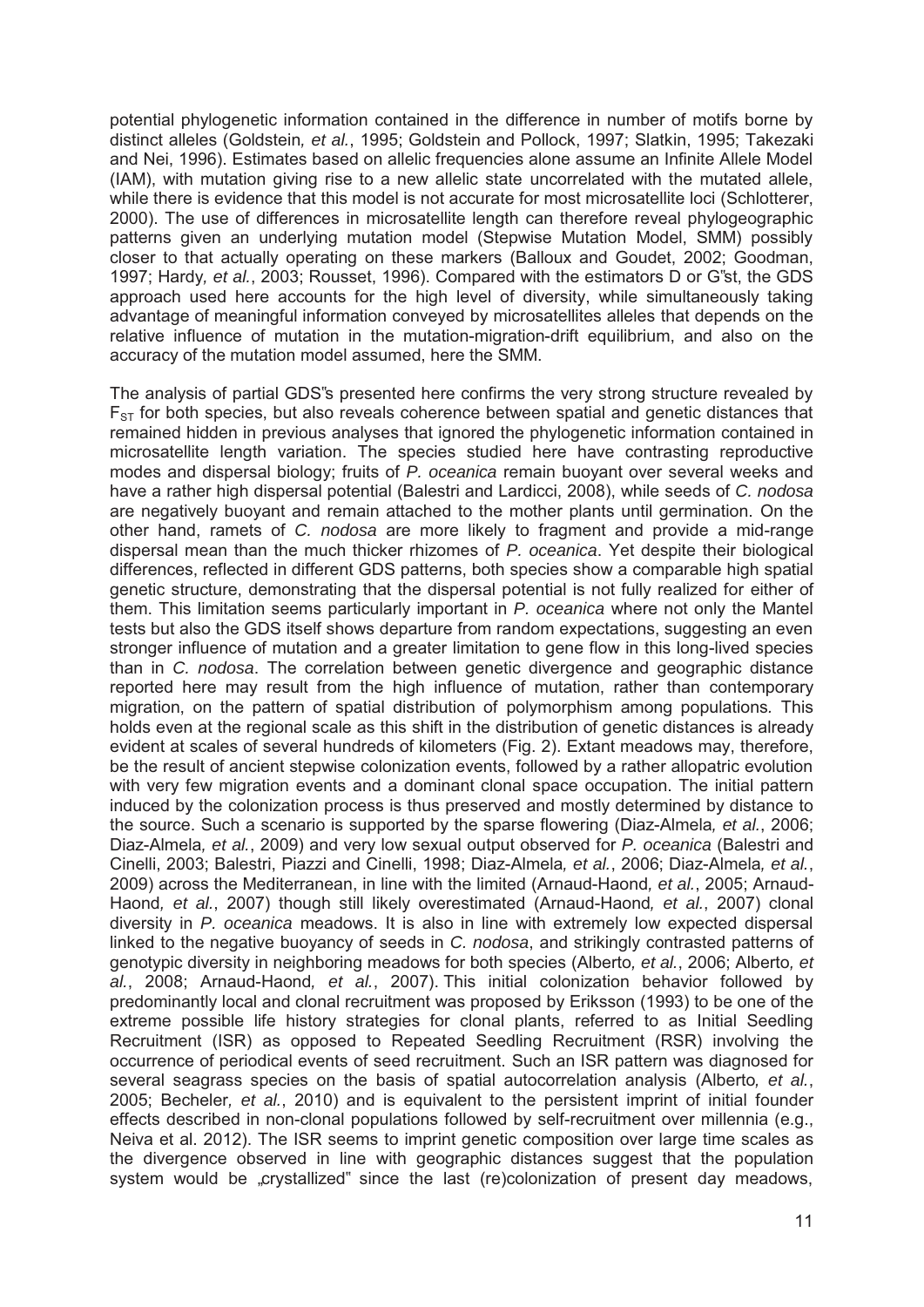potential phylogenetic information contained in the difference in number of motifs borne by distinct alleles (Goldstein*, et al.*, 1995; Goldstein and Pollock, 1997; Slatkin, 1995; Takezaki and Nei, 1996). Estimates based on allelic frequencies alone assume an Infinite Allele Model (IAM), with mutation giving rise to a new allelic state uncorrelated with the mutated allele, while there is evidence that this model is not accurate for most microsatellite loci (Schlotterer, 2000). The use of differences in microsatellite length can therefore reveal phylogeographic patterns given an underlying mutation model (Stepwise Mutation Model, SMM) possibly closer to that actually operating on these markers (Balloux and Goudet, 2002; Goodman, 1997; Hardy*, et al.*, 2003; Rousset, 1996). Compared with the estimators D or G"st, the GDS approach used here accounts for the high level of diversity, while simultaneously taking advantage of meaningful information conveyed by microsatellites alleles that depends on the relative influence of mutation in the mutation-migration-drift equilibrium, and also on the accuracy of the mutation model assumed, here the SMM.

The analysis of partial GDS"s presented here confirms the very strong structure revealed by $F_{ST}$ for both species, but also reveals coherence between spatial and genetic distances that remained hidden in previous analyses that ignored the phylogenetic information contained in microsatellite length variation. The species studied here have contrasting reproductive modes and dispersal biology; fruits of *P. oceanica* remain buoyant over several weeks and have a rather high dispersal potential (Balestri and Lardicci, 2008), while seeds of *C. nodosa* are negatively buoyant and remain attached to the mother plants until germination. On the other hand, ramets of *C. nodosa* are more likely to fragment and provide a mid-range dispersal mean than the much thicker rhizomes of *P. oceanica*. Yet despite their biological differences, reflected in different GDS patterns, both species show a comparable high spatial genetic structure, demonstrating that the dispersal potential is not fully realized for either of them. This limitation seems particularly important in *P. oceanica* where not only the Mantel tests but also the GDS itself shows departure from random expectations, suggesting an even stronger influence of mutation and a greater limitation to gene flow in this long-lived species than in *C. nodosa*. The correlation between genetic divergence and geographic distance reported here may result from the high influence of mutation, rather than contemporary migration, on the pattern of spatial distribution of polymorphism among populations. This holds even at the regional scale as this shift in the distribution of genetic distances is already evident at scales of several hundreds of kilometers (Fig. 2). Extant meadows may, therefore, be the result of ancient stepwise colonization events, followed by a rather allopatric evolution with very few migration events and a dominant clonal space occupation. The initial pattern induced by the colonization process is thus preserved and mostly determined by distance to the source. Such a scenario is supported by the sparse flowering (Diaz-Almela*, et al.*, 2006; Diaz-Almela*, et al.*, 2009) and very low sexual output observed for *P. oceanica* (Balestri and Cinelli, 2003; Balestri, Piazzi and Cinelli, 1998; Diaz-Almela*, et al.*, 2006; Diaz-Almela*, et al.*, 2009) across the Mediterranean, in line with the limited (Arnaud-Haond*, et al.*, 2005; Arnaud-Haond*, et al.*, 2007) though still likely overestimated (Arnaud-Haond*, et al.*, 2007) clonal diversity in *P. oceanica* meadows. It is also in line with extremely low expected dispersal linked to the negative buoyancy of seeds in *C. nodosa*, and strikingly contrasted patterns of genotypic diversity in neighboring meadows for both species (Alberto*, et al.*, 2006; Alberto*, et al.*, 2008; Arnaud-Haond*, et al.*, 2007). This initial colonization behavior followed by predominantly local and clonal recruitment was proposed by Eriksson (1993) to be one of the extreme possible life history strategies for clonal plants, referred to as Initial Seedling Recruitment (ISR) as opposed to Repeated Seedling Recruitment (RSR) involving the occurrence of periodical events of seed recruitment. Such an ISR pattern was diagnosed for several seagrass species on the basis of spatial autocorrelation analysis (Alberto*, et al.*, 2005; Becheler*, et al.*, 2010) and is equivalent to the persistent imprint of initial founder effects described in non-clonal populations followed by self-recruitment over millennia (e.g., Neiva et al. 2012). The ISR seems to imprint genetic composition over large time scales as the divergence observed in line with geographic distances suggest that the population system would be „crystallized" since the last (re)colonization of present day meadows,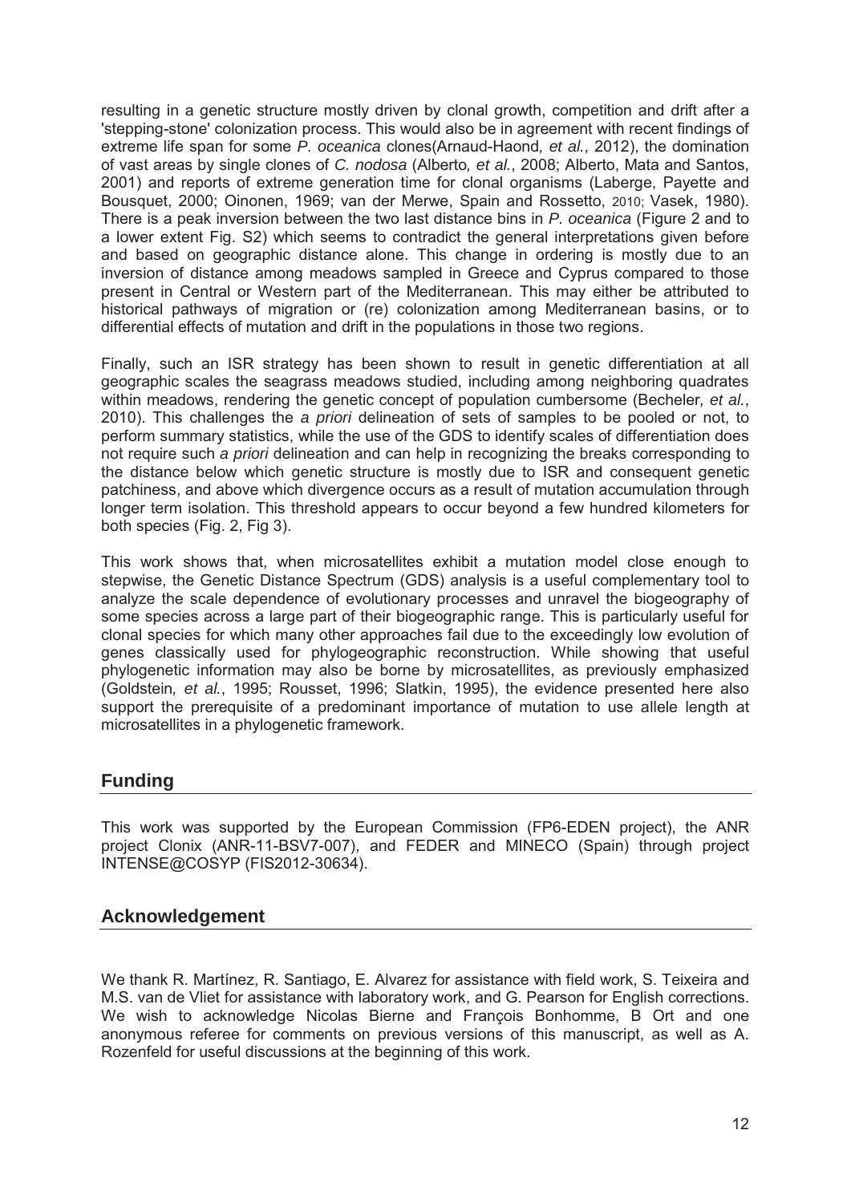resulting in a genetic structure mostly driven by clonal growth, competition and drift after a 'stepping-stone' colonization process. This would also be in agreement with recent findings of extreme life span for some *P. oceanica* clones(Arnaud-Haond*, et al.*, 2012), the domination of vast areas by single clones of *C. nodosa* (Alberto*, et al.*, 2008; Alberto, Mata and Santos, 2001) and reports of extreme generation time for clonal organisms (Laberge, Payette and Bousquet, 2000; Oinonen, 1969; van der Merwe, Spain and Rossetto, 2010; Vasek, 1980). There is a peak inversion between the two last distance bins in *P. oceanica* (Figure 2 and to a lower extent Fig. S2) which seems to contradict the general interpretations given before and based on geographic distance alone. This change in ordering is mostly due to an inversion of distance among meadows sampled in Greece and Cyprus compared to those present in Central or Western part of the Mediterranean. This may either be attributed to historical pathways of migration or (re) colonization among Mediterranean basins, or to differential effects of mutation and drift in the populations in those two regions.

Finally, such an ISR strategy has been shown to result in genetic differentiation at all geographic scales the seagrass meadows studied, including among neighboring quadrates within meadows, rendering the genetic concept of population cumbersome (Becheler*, et al.*, 2010). This challenges the *a priori* delineation of sets of samples to be pooled or not, to perform summary statistics, while the use of the GDS to identify scales of differentiation does not require such *a priori* delineation and can help in recognizing the breaks corresponding to the distance below which genetic structure is mostly due to ISR and consequent genetic patchiness, and above which divergence occurs as a result of mutation accumulation through longer term isolation. This threshold appears to occur beyond a few hundred kilometers for both species (Fig. 2, Fig 3).

This work shows that, when microsatellites exhibit a mutation model close enough to stepwise, the Genetic Distance Spectrum (GDS) analysis is a useful complementary tool to analyze the scale dependence of evolutionary processes and unravel the biogeography of some species across a large part of their biogeographic range. This is particularly useful for clonal species for which many other approaches fail due to the exceedingly low evolution of genes classically used for phylogeographic reconstruction. While showing that useful phylogenetic information may also be borne by microsatellites, as previously emphasized (Goldstein*, et al.*, 1995; Rousset, 1996; Slatkin, 1995), the evidence presented here also support the prerequisite of a predominant importance of mutation to use allele length at microsatellites in a phylogenetic framework.

## Funding

This work was supported by the European Commission (FP6-EDEN project), the ANR project Clonix (ANR-11-BSV7-007), and FEDER and MINECO (Spain) through project INTENSE@COSYP (FIS2012-30634).

## Acknowledgement

We thank R. Martínez, R. Santiago, E. Alvarez for assistance with field work, S. Teixeira and M.S. van de Vliet for assistance with laboratory work, and G. Pearson for English corrections. We wish to acknowledge Nicolas Bierne and François Bonhomme, B Ort and one anonymous referee for comments on previous versions of this manuscript, as well as A. Rozenfeld for useful discussions at the beginning of this work.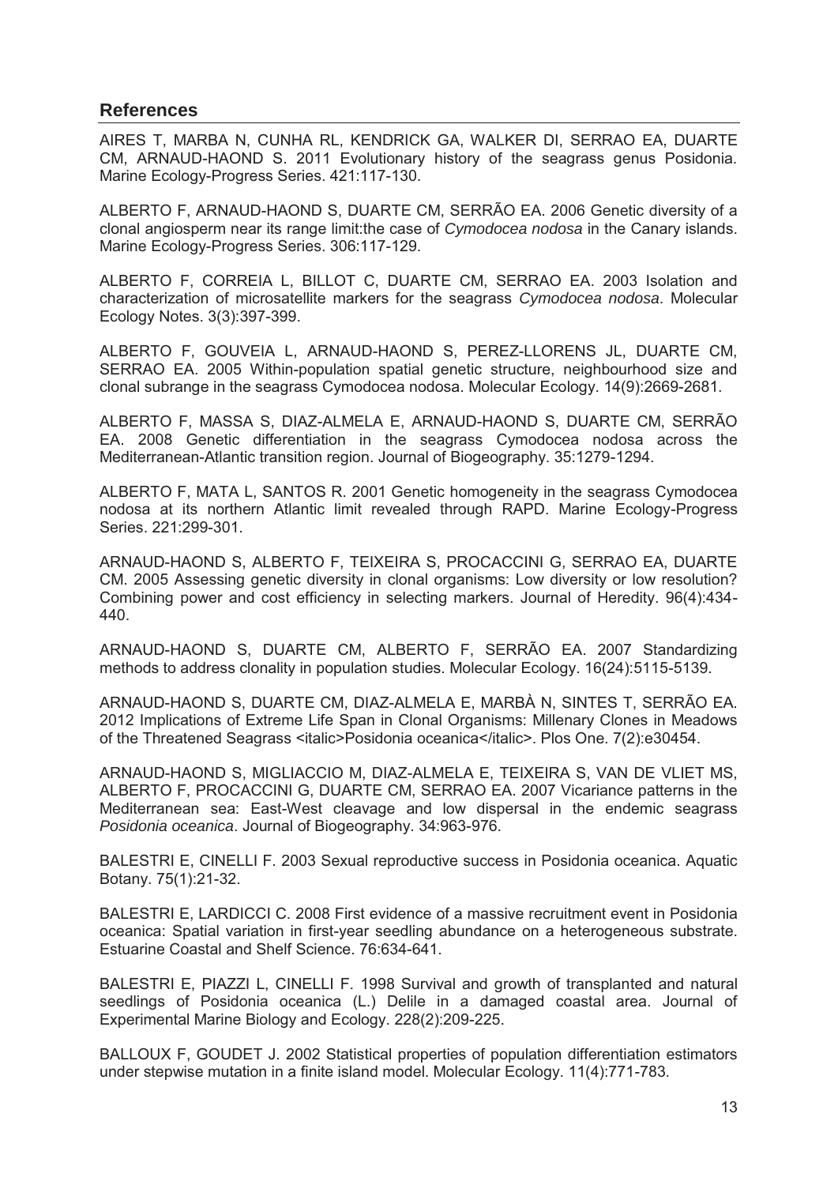## References

AIRES T, MARBA N, CUNHA RL, KENDRICK GA, WALKER DI, SERRAO EA, DUARTE CM, ARNAUD-HAOND S. 2011 Evolutionary history of the seagrass genus Posidonia. Marine Ecology-Progress Series. 421:117-130.

ALBERTO F, ARNAUD-HAOND S, DUARTE CM, SERRÃO EA. 2006 Genetic diversity of a clonal angiosperm near its range limit:the case of *Cymodocea nodosa* in the Canary islands. Marine Ecology-Progress Series. 306:117-129.

ALBERTO F, CORREIA L, BILLOT C, DUARTE CM, SERRAO EA. 2003 Isolation and characterization of microsatellite markers for the seagrass *Cymodocea nodosa*. Molecular Ecology Notes. 3(3):397-399.

ALBERTO F, GOUVEIA L, ARNAUD-HAOND S, PEREZ-LLORENS JL, DUARTE CM, SERRAO EA. 2005 Within-population spatial genetic structure, neighbourhood size and clonal subrange in the seagrass Cymodocea nodosa. Molecular Ecology. 14(9):2669-2681.

ALBERTO F, MASSA S, DIAZ-ALMELA E, ARNAUD-HAOND S, DUARTE CM, SERRÃO EA. 2008 Genetic differentiation in the seagrass Cymodocea nodosa across the Mediterranean-Atlantic transition region. Journal of Biogeography. 35:1279-1294.

ALBERTO F, MATA L, SANTOS R. 2001 Genetic homogeneity in the seagrass Cymodocea nodosa at its northern Atlantic limit revealed through RAPD. Marine Ecology-Progress Series. 221:299-301.

ARNAUD-HAOND S, ALBERTO F, TEIXEIRA S, PROCACCINI G, SERRAO EA, DUARTE CM. 2005 Assessing genetic diversity in clonal organisms: Low diversity or low resolution? Combining power and cost efficiency in selecting markers. Journal of Heredity. 96(4):434-440.

ARNAUD-HAOND S, DUARTE CM, ALBERTO F, SERRÃO EA. 2007 Standardizing methods to address clonality in population studies. Molecular Ecology. 16(24):5115-5139.

ARNAUD-HAOND S, DUARTE CM, DIAZ-ALMELA E, MARBÀ N, SINTES T, SERRÃO EA. 2012 Implications of Extreme Life Span in Clonal Organisms: Millenary Clones in Meadows of the Threatened Seagrass <italic>Posidonia oceanica</italic>. Plos One. 7(2):e30454.

ARNAUD-HAOND S, MIGLIACCIO M, DIAZ-ALMELA E, TEIXEIRA S, VAN DE VLIET MS, ALBERTO F, PROCACCINI G, DUARTE CM, SERRAO EA. 2007 Vicariance patterns in the Mediterranean sea: East-West cleavage and low dispersal in the endemic seagrass *Posidonia oceanica*. Journal of Biogeography. 34:963-976.

BALESTRI E, CINELLI F. 2003 Sexual reproductive success in Posidonia oceanica. Aquatic Botany. 75(1):21-32.

BALESTRI E, LARDICCI C. 2008 First evidence of a massive recruitment event in Posidonia oceanica: Spatial variation in first-year seedling abundance on a heterogeneous substrate. Estuarine Coastal and Shelf Science. 76:634-641.

BALESTRI E, PIAZZI L, CINELLI F. 1998 Survival and growth of transplanted and natural seedlings of Posidonia oceanica (L.) Delile in a damaged coastal area. Journal of Experimental Marine Biology and Ecology. 228(2):209-225.

BALLOUX F, GOUDET J. 2002 Statistical properties of population differentiation estimators under stepwise mutation in a finite island model. Molecular Ecology. 11(4):771-783.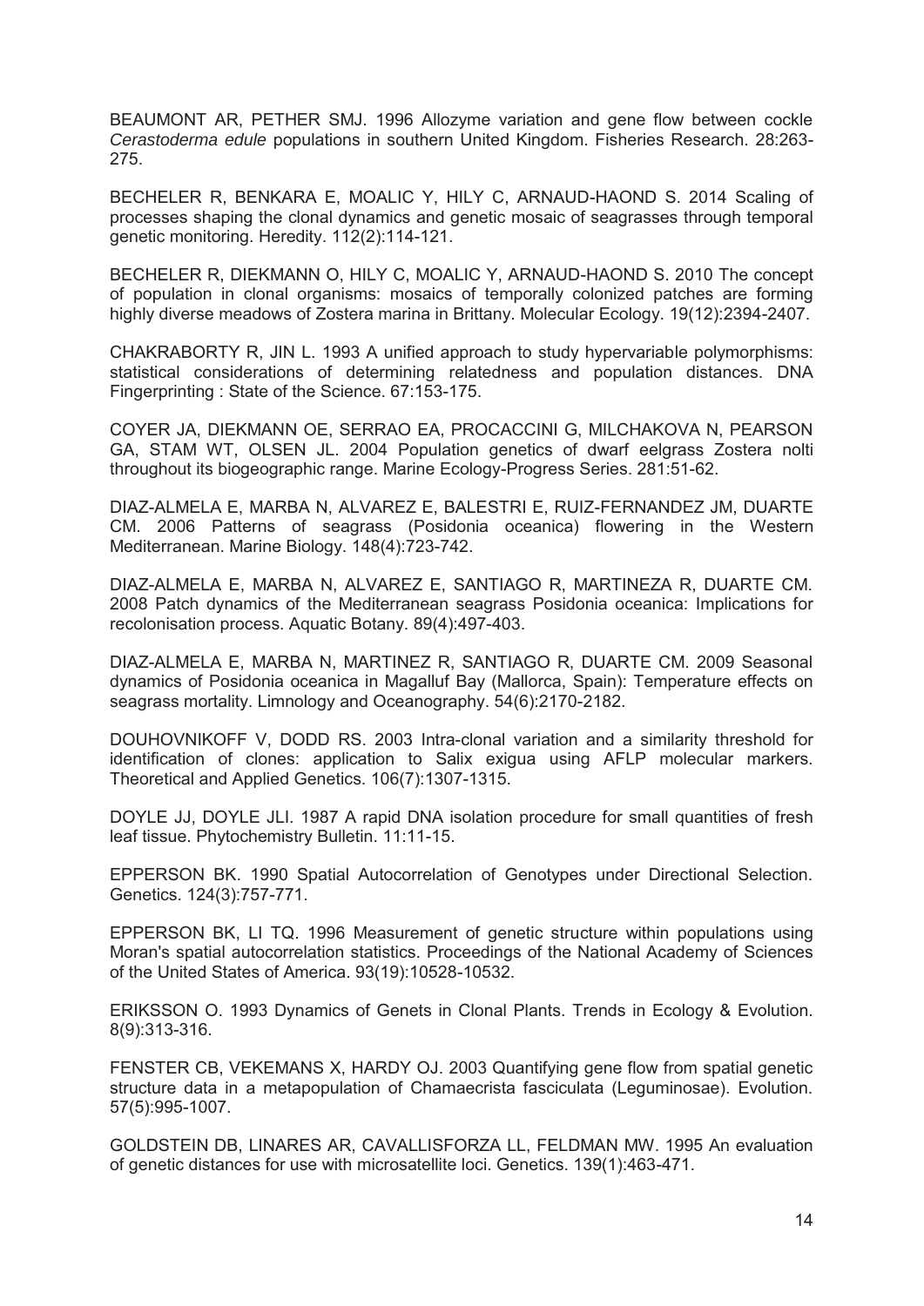BEAUMONT AR, PETHER SMJ. 1996 Allozyme variation and gene flow between cockle *Cerastoderma edule* populations in southern United Kingdom. Fisheries Research. 28:263-275.

BECHELER R, BENKARA E, MOALIC Y, HILY C, ARNAUD-HAOND S. 2014 Scaling of processes shaping the clonal dynamics and genetic mosaic of seagrasses through temporal genetic monitoring. Heredity. 112(2):114-121.

BECHELER R, DIEKMANN O, HILY C, MOALIC Y, ARNAUD-HAOND S. 2010 The concept of population in clonal organisms: mosaics of temporally colonized patches are forming highly diverse meadows of Zostera marina in Brittany. Molecular Ecology. 19(12):2394-2407.

CHAKRABORTY R, JIN L. 1993 A unified approach to study hypervariable polymorphisms: statistical considerations of determining relatedness and population distances. DNA Fingerprinting : State of the Science. 67:153-175.

COYER JA, DIEKMANN OE, SERRAO EA, PROCACCINI G, MILCHAKOVA N, PEARSON GA, STAM WT, OLSEN JL. 2004 Population genetics of dwarf eelgrass Zostera nolti throughout its biogeographic range. Marine Ecology-Progress Series. 281:51-62.

DIAZ-ALMELA E, MARBA N, ALVAREZ E, BALESTRI E, RUIZ-FERNANDEZ JM, DUARTE CM. 2006 Patterns of seagrass (Posidonia oceanica) flowering in the Western Mediterranean. Marine Biology. 148(4):723-742.

DIAZ-ALMELA E, MARBA N, ALVAREZ E, SANTIAGO R, MARTINEZA R, DUARTE CM. 2008 Patch dynamics of the Mediterranean seagrass Posidonia oceanica: Implications for recolonisation process. Aquatic Botany. 89(4):497-403.

DIAZ-ALMELA E, MARBA N, MARTINEZ R, SANTIAGO R, DUARTE CM. 2009 Seasonal dynamics of Posidonia oceanica in Magalluf Bay (Mallorca, Spain): Temperature effects on seagrass mortality. Limnology and Oceanography. 54(6):2170-2182.

DOUHOVNIKOFF V, DODD RS. 2003 Intra-clonal variation and a similarity threshold for identification of clones: application to Salix exigua using AFLP molecular markers. Theoretical and Applied Genetics. 106(7):1307-1315.

DOYLE JJ, DOYLE JLI. 1987 A rapid DNA isolation procedure for small quantities of fresh leaf tissue. Phytochemistry Bulletin. 11:11-15.

EPPERSON BK. 1990 Spatial Autocorrelation of Genotypes under Directional Selection. Genetics. 124(3):757-771.

EPPERSON BK, LI TQ. 1996 Measurement of genetic structure within populations using Moran's spatial autocorrelation statistics. Proceedings of the National Academy of Sciences of the United States of America. 93(19):10528-10532.

ERIKSSON O. 1993 Dynamics of Genets in Clonal Plants. Trends in Ecology & Evolution. 8(9):313-316.

FENSTER CB, VEKEMANS X, HARDY OJ. 2003 Quantifying gene flow from spatial genetic structure data in a metapopulation of Chamaecrista fasciculata (Leguminosae). Evolution. 57(5):995-1007.

GOLDSTEIN DB, LINARES AR, CAVALLISFORZA LL, FELDMAN MW. 1995 An evaluation of genetic distances for use with microsatellite loci. Genetics. 139(1):463-471.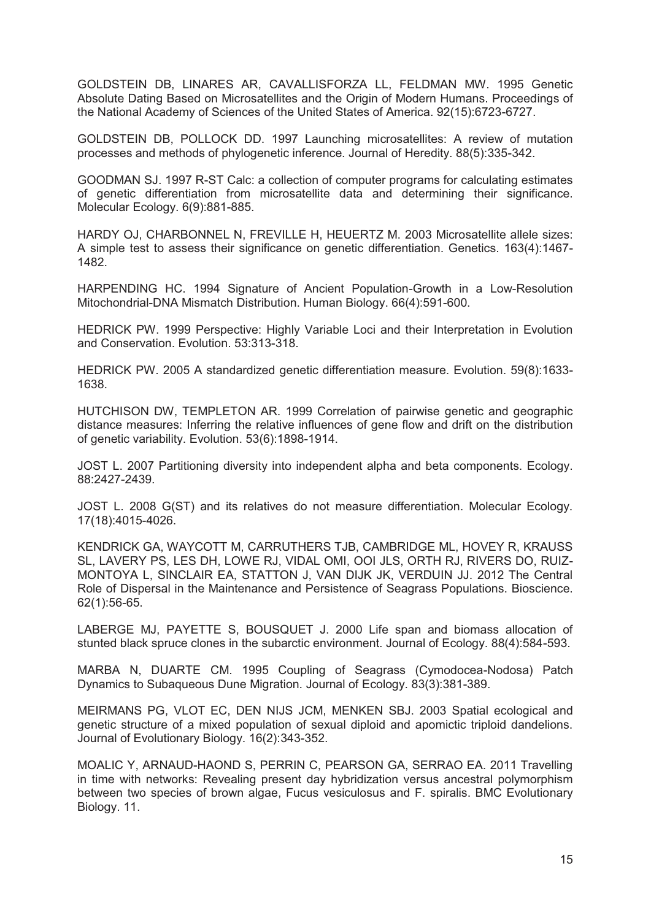GOLDSTEIN DB, LINARES AR, CAVALLISFORZA LL, FELDMAN MW. 1995 Genetic Absolute Dating Based on Microsatellites and the Origin of Modern Humans. Proceedings of the National Academy of Sciences of the United States of America. 92(15):6723-6727.

GOLDSTEIN DB, POLLOCK DD. 1997 Launching microsatellites: A review of mutation processes and methods of phylogenetic inference. Journal of Heredity. 88(5):335-342.

GOODMAN SJ. 1997 R-ST Calc: a collection of computer programs for calculating estimates of genetic differentiation from microsatellite data and determining their significance. Molecular Ecology. 6(9):881-885.

HARDY OJ, CHARBONNEL N, FREVILLE H, HEUERTZ M. 2003 Microsatellite allele sizes: A simple test to assess their significance on genetic differentiation. Genetics. 163(4):1467-1482.

HARPENDING HC. 1994 Signature of Ancient Population-Growth in a Low-Resolution Mitochondrial-DNA Mismatch Distribution. Human Biology. 66(4):591-600.

HEDRICK PW. 1999 Perspective: Highly Variable Loci and their Interpretation in Evolution and Conservation. Evolution. 53:313-318.

HEDRICK PW. 2005 A standardized genetic differentiation measure. Evolution. 59(8):1633-1638.

HUTCHISON DW, TEMPLETON AR. 1999 Correlation of pairwise genetic and geographic distance measures: Inferring the relative influences of gene flow and drift on the distribution of genetic variability. Evolution. 53(6):1898-1914.

JOST L. 2007 Partitioning diversity into independent alpha and beta components. Ecology. 88:2427-2439.

JOST L. 2008 G(ST) and its relatives do not measure differentiation. Molecular Ecology. 17(18):4015-4026.

KENDRICK GA, WAYCOTT M, CARRUTHERS TJB, CAMBRIDGE ML, HOVEY R, KRAUSS SL, LAVERY PS, LES DH, LOWE RJ, VIDAL OMI, OOI JLS, ORTH RJ, RIVERS DO, RUIZ-MONTOYA L, SINCLAIR EA, STATTON J, VAN DIJK JK, VERDUIN JJ. 2012 The Central Role of Dispersal in the Maintenance and Persistence of Seagrass Populations. Bioscience. 62(1):56-65.

LABERGE MJ, PAYETTE S, BOUSQUET J. 2000 Life span and biomass allocation of stunted black spruce clones in the subarctic environment. Journal of Ecology. 88(4):584-593.

MARBA N, DUARTE CM. 1995 Coupling of Seagrass (Cymodocea-Nodosa) Patch Dynamics to Subaqueous Dune Migration. Journal of Ecology. 83(3):381-389.

MEIRMANS PG, VLOT EC, DEN NIJS JCM, MENKEN SBJ. 2003 Spatial ecological and genetic structure of a mixed population of sexual diploid and apomictic triploid dandelions. Journal of Evolutionary Biology. 16(2):343-352.

MOALIC Y, ARNAUD-HAOND S, PERRIN C, PEARSON GA, SERRAO EA. 2011 Travelling in time with networks: Revealing present day hybridization versus ancestral polymorphism between two species of brown algae, Fucus vesiculosus and F. spiralis. BMC Evolutionary Biology. 11.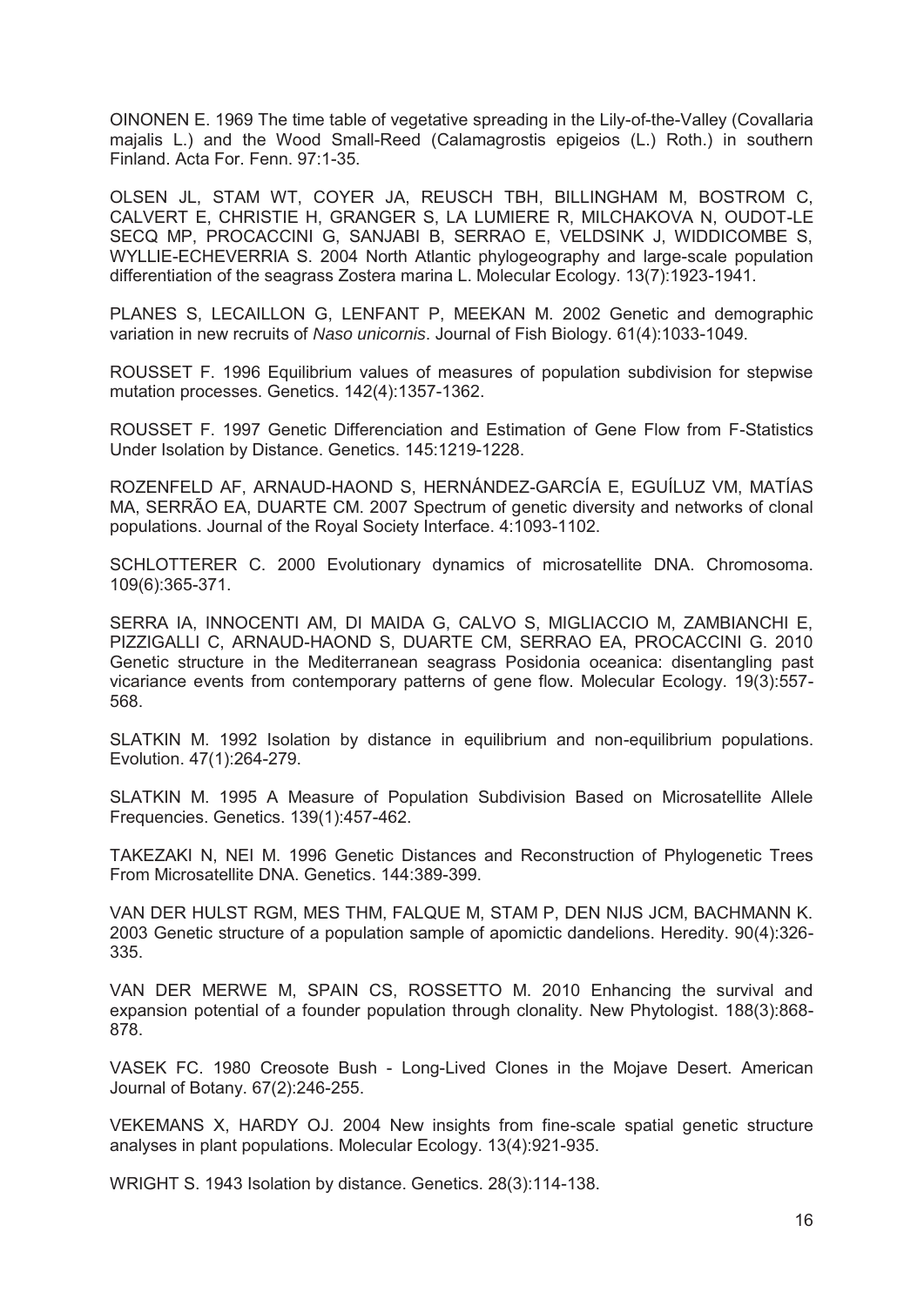OINONEN E. 1969 The time table of vegetative spreading in the Lily-of-the-Valley (Covallaria majalis L.) and the Wood Small-Reed (Calamagrostis epigeios (L.) Roth.) in southern Finland. Acta For. Fenn. 97:1-35.

OLSEN JL, STAM WT, COYER JA, REUSCH TBH, BILLINGHAM M, BOSTROM C, CALVERT E, CHRISTIE H, GRANGER S, LA LUMIERE R, MILCHAKOVA N, OUDOT-LE SECQ MP, PROCACCINI G, SANJABI B, SERRAO E, VELDSINK J, WIDDICOMBE S, WYLLIE-ECHEVERRIA S. 2004 North Atlantic phylogeography and large-scale population differentiation of the seagrass Zostera marina L. Molecular Ecology. 13(7):1923-1941.

PLANES S, LECAILLON G, LENFANT P, MEEKAN M. 2002 Genetic and demographic variation in new recruits of *Naso unicornis*. Journal of Fish Biology. 61(4):1033-1049.

ROUSSET F. 1996 Equilibrium values of measures of population subdivision for stepwise mutation processes. Genetics. 142(4):1357-1362.

ROUSSET F. 1997 Genetic Differenciation and Estimation of Gene Flow from F-Statistics Under Isolation by Distance. Genetics. 145:1219-1228.

ROZENFELD AF, ARNAUD-HAOND S, HERNÁNDEZ-GARCÍA E, EGUÍLUZ VM, MATÍAS MA, SERRÃO EA, DUARTE CM. 2007 Spectrum of genetic diversity and networks of clonal populations. Journal of the Royal Society Interface. 4:1093-1102.

SCHLOTTERER C. 2000 Evolutionary dynamics of microsatellite DNA. Chromosoma. 109(6):365-371.

SERRA IA, INNOCENTI AM, DI MAIDA G, CALVO S, MIGLIACCIO M, ZAMBIANCHI E, PIZZIGALLI C, ARNAUD-HAOND S, DUARTE CM, SERRAO EA, PROCACCINI G. 2010 Genetic structure in the Mediterranean seagrass Posidonia oceanica: disentangling past vicariance events from contemporary patterns of gene flow. Molecular Ecology. 19(3):557-568.

SLATKIN M. 1992 Isolation by distance in equilibrium and non-equilibrium populations. Evolution. 47(1):264-279.

SLATKIN M. 1995 A Measure of Population Subdivision Based on Microsatellite Allele Frequencies. Genetics. 139(1):457-462.

TAKEZAKI N, NEI M. 1996 Genetic Distances and Reconstruction of Phylogenetic Trees From Microsatellite DNA. Genetics. 144:389-399.

VAN DER HULST RGM, MES THM, FALQUE M, STAM P, DEN NIJS JCM, BACHMANN K. 2003 Genetic structure of a population sample of apomictic dandelions. Heredity. 90(4):326-335.

VAN DER MERWE M, SPAIN CS, ROSSETTO M. 2010 Enhancing the survival and expansion potential of a founder population through clonality. New Phytologist. 188(3):868-878.

VASEK FC. 1980 Creosote Bush - Long-Lived Clones in the Mojave Desert. American Journal of Botany. 67(2):246-255.

VEKEMANS X, HARDY OJ. 2004 New insights from fine-scale spatial genetic structure analyses in plant populations. Molecular Ecology. 13(4):921-935.

WRIGHT S. 1943 Isolation by distance. Genetics. 28(3):114-138.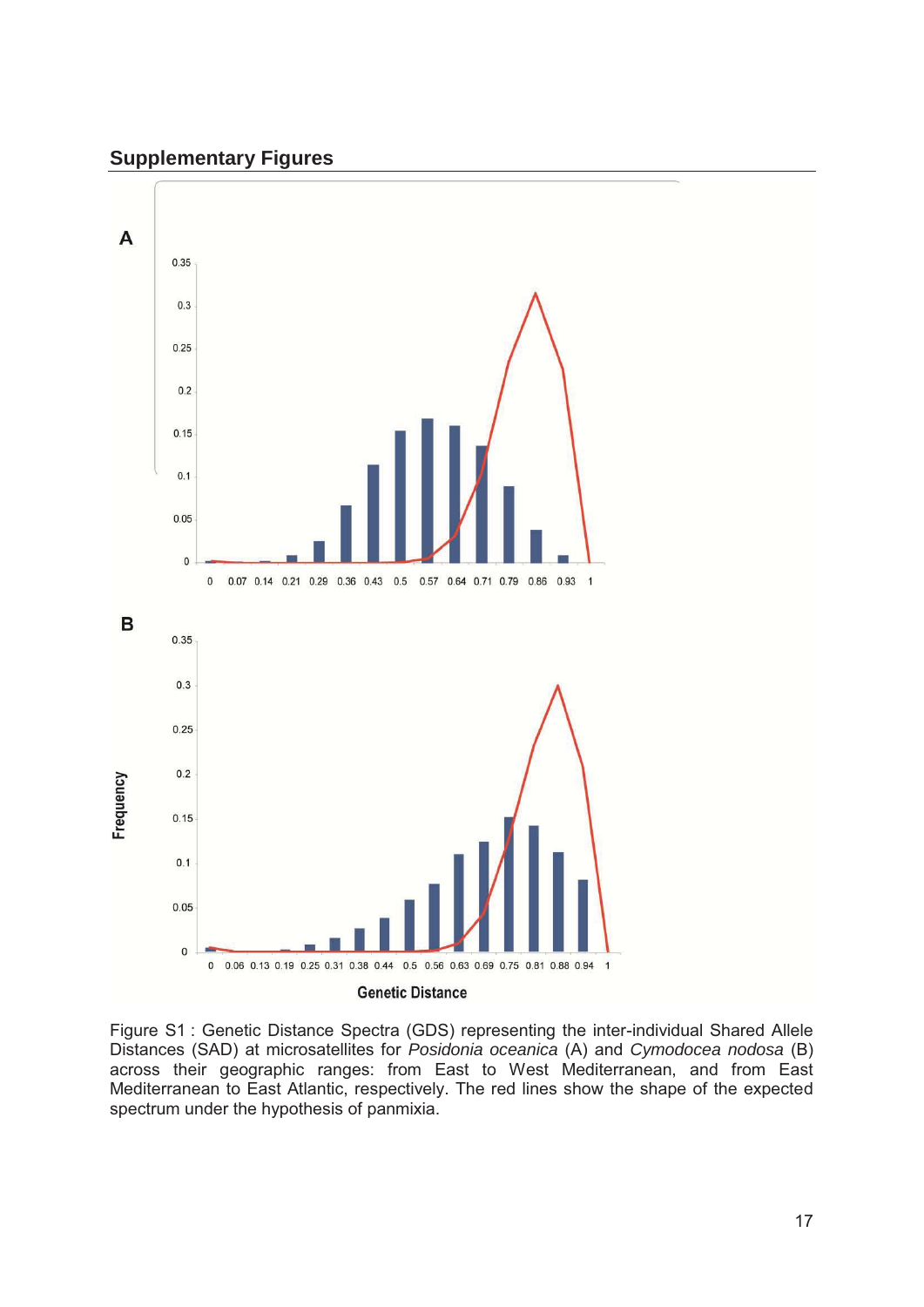## Supplementary Figures

Figure S1 : Genetic Distance Spectra (GDS) representing the inter-individual Shared Allele Distances (SAD) at microsatellites for *Posidonia oceanica* (A) and *Cymodocea nodosa* (B) across their geographic ranges: from East to West Mediterranean, and from East Mediterranean to East Atlantic, respectively. The red lines show the shape of the expected spectrum under the hypothesis of panmixia.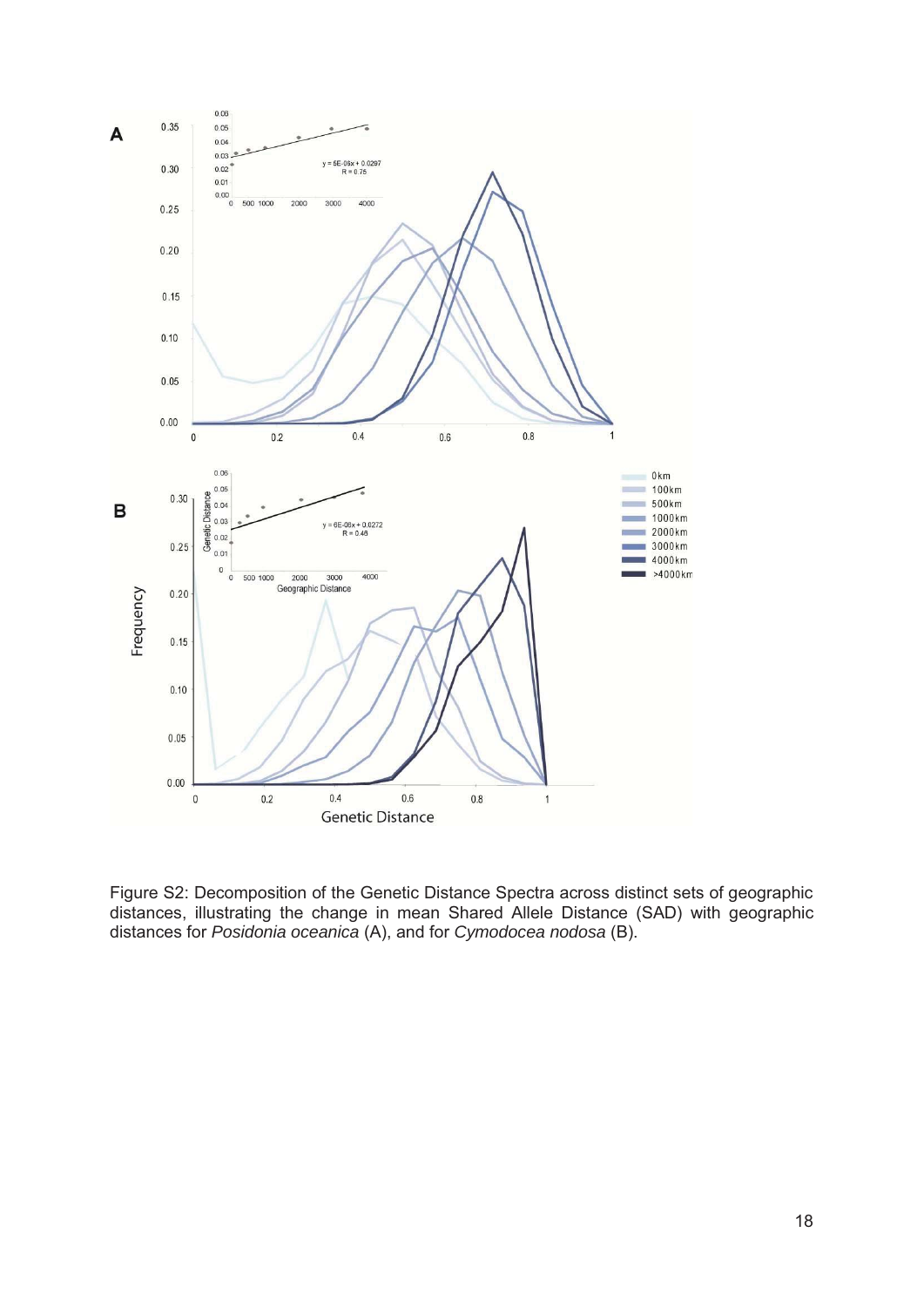A

0.35
0.30
0.25
0.20
0.15
0.10
0.05
0.00

0
0.2
0.4
0.6
0.8
1

0.06
0.05
0.04
0.03
0.02
0.01
0.00
0 500 1000 2000 3000 4000

y = 5E-06x + 0.0297
R = 0.75

B

0.30
0.25
0.20
0.15
0.10
0.05
0.00

0
0.2
0.4
0.6
0.8
1

Frequency

Genetic Distance

0.06
0.05
0.04
0.03
0.02
0.01
0
0 500 1000 2000 3000 4000

Genetic Distance

Geographic Distance

y = 6E-06x + 0.0272
R = 0.48

0km
100km
500km
1000km
2000km
3000km
4000km
>4000km

Figure S2: Decomposition of the Genetic Distance Spectra across distinct sets of geographic distances, illustrating the change in mean Shared Allele Distance (SAD) with geographic distances for *Posidonia oceanica* (A), and for *Cymodocea nodosa* (B).